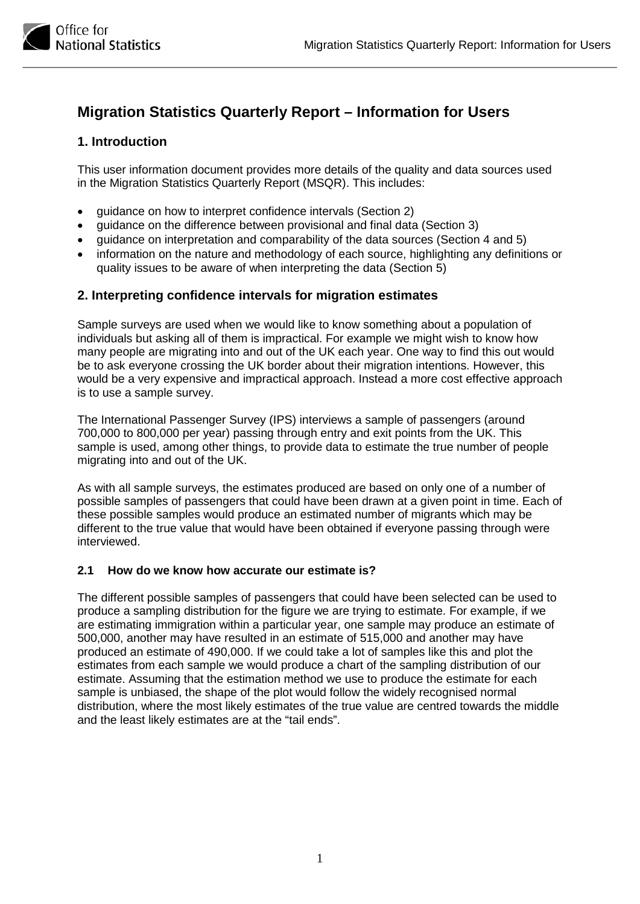# Migration Statistics Quarterly Report – Information for Users

## 1. Introduction

This user information document provides more details of the quality and data sources used in the Migration Statistics Quarterly Report (MSQR). This includes:

- guidance on how to interpret confidence intervals (Section 2)
- guidance on the difference between provisional and final data (Section 3)
- guidance on interpretation and comparability of the data sources (Section 4 and 5)
- information on the nature and methodology of each source, highlighting any definitions or quality issues to be aware of when interpreting the data (Section 5)

## 2. Interpreting confidence intervals for migration estimates

Sample surveys are used when we would like to know something about a population of individuals but asking all of them is impractical. For example we might wish to know how many people are migrating into and out of the UK each year. One way to find this out would be to ask everyone crossing the UK border about their migration intentions. However, this would be a very expensive and impractical approach. Instead a more cost effective approach is to use a sample survey.

The International Passenger Survey (IPS) interviews a sample of passengers (around 700,000 to 800,000 per year) passing through entry and exit points from the UK. This sample is used, among other things, to provide data to estimate the true number of people migrating into and out of the UK.

As with all sample surveys, the estimates produced are based on only one of a number of possible samples of passengers that could have been drawn at a given point in time. Each of these possible samples would produce an estimated number of migrants which may be different to the true value that would have been obtained if everyone passing through were interviewed.

### 2.1 How do we know how accurate our estimate is?

The different possible samples of passengers that could have been selected can be used to produce a sampling distribution for the figure we are trying to estimate. For example, if we are estimating immigration within a particular year, one sample may produce an estimate of 500,000, another may have resulted in an estimate of 515,000 and another may have produced an estimate of 490,000. If we could take a lot of samples like this and plot the estimates from each sample we would produce a chart of the sampling distribution of our estimate. Assuming that the estimation method we use to produce the estimate for each sample is unbiased, the shape of the plot would follow the widely recognised normal distribution, where the most likely estimates of the true value are centred towards the middle and the least likely estimates are at the "tail ends".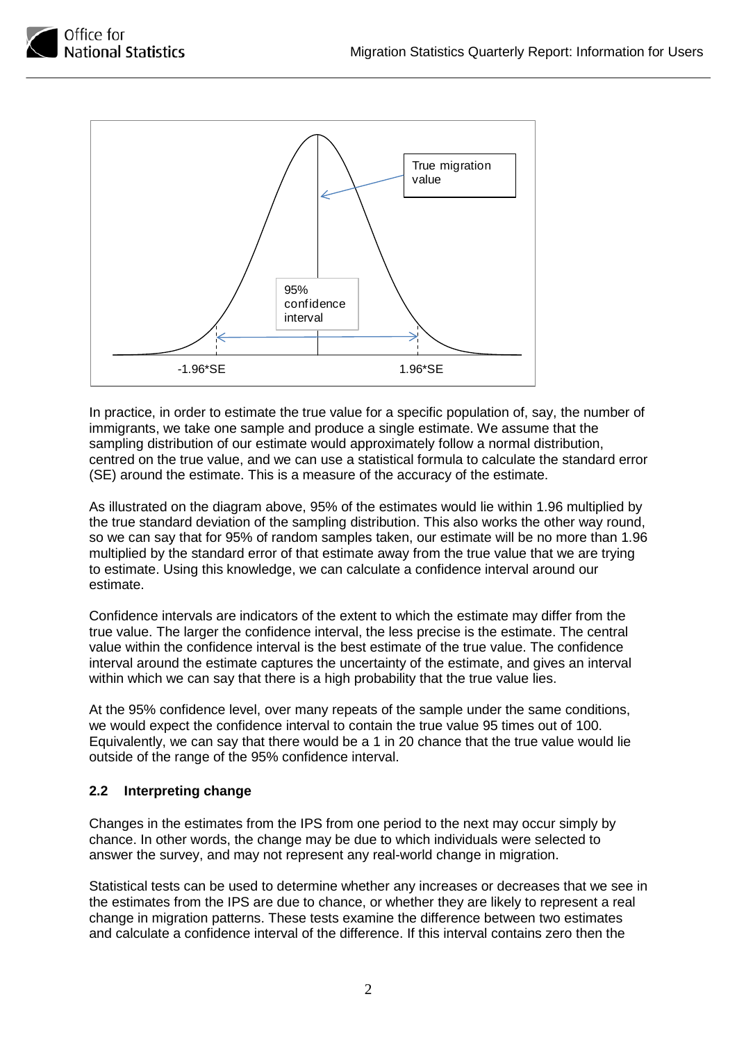In practice, in order to estimate the true value for a specific population of, say, the number of immigrants, we take one sample and produce a single estimate. We assume that the sampling distribution of our estimate would approximately follow a normal distribution, centred on the true value, and we can use a statistical formula to calculate the standard error (SE) around the estimate. This is a measure of the accuracy of the estimate.

As illustrated on the diagram above, 95% of the estimates would lie within 1.96 multiplied by the true standard deviation of the sampling distribution. This also works the other way round, so we can say that for 95% of random samples taken, our estimate will be no more than 1.96 multiplied by the standard error of that estimate away from the true value that we are trying to estimate. Using this knowledge, we can calculate a confidence interval around our estimate.

Confidence intervals are indicators of the extent to which the estimate may differ from the true value. The larger the confidence interval, the less precise is the estimate. The central value within the confidence interval is the best estimate of the true value. The confidence interval around the estimate captures the uncertainty of the estimate, and gives an interval within which we can say that there is a high probability that the true value lies.

At the 95% confidence level, over many repeats of the sample under the same conditions, we would expect the confidence interval to contain the true value 95 times out of 100. Equivalently, we can say that there would be a 1 in 20 chance that the true value would lie outside of the range of the 95% confidence interval.

### 2.2 Interpreting change

Changes in the estimates from the IPS from one period to the next may occur simply by chance. In other words, the change may be due to which individuals were selected to answer the survey, and may not represent any real-world change in migration.

Statistical tests can be used to determine whether any increases or decreases that we see in the estimates from the IPS are due to chance, or whether they are likely to represent a real change in migration patterns. These tests examine the difference between two estimates and calculate a confidence interval of the difference. If this interval contains zero then the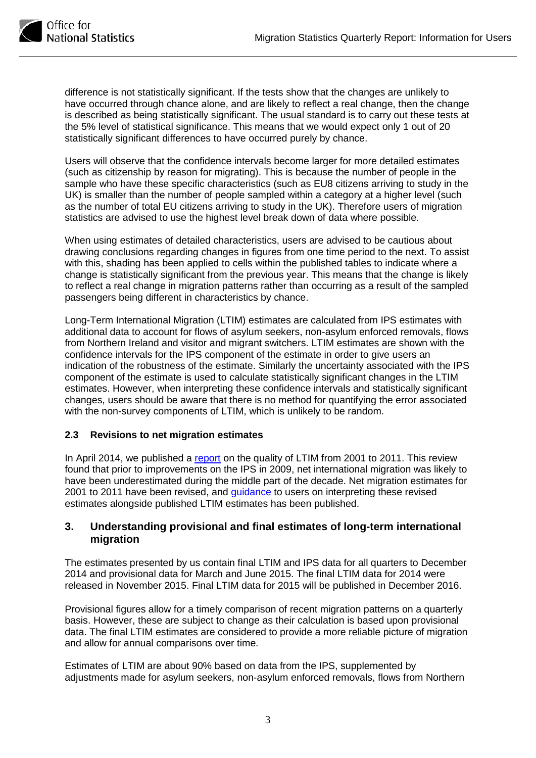difference is not statistically significant. If the tests show that the changes are unlikely to have occurred through chance alone, and are likely to reflect a real change, then the change is described as being statistically significant. The usual standard is to carry out these tests at the 5% level of statistical significance. This means that we would expect only 1 out of 20 statistically significant differences to have occurred purely by chance.

Users will observe that the confidence intervals become larger for more detailed estimates (such as citizenship by reason for migrating). This is because the number of people in the sample who have these specific characteristics (such as EU8 citizens arriving to study in the UK) is smaller than the number of people sampled within a category at a higher level (such as the number of total EU citizens arriving to study in the UK). Therefore users of migration statistics are advised to use the highest level break down of data where possible.

When using estimates of detailed characteristics, users are advised to be cautious about drawing conclusions regarding changes in figures from one time period to the next. To assist with this, shading has been applied to cells within the published tables to indicate where a change is statistically significant from the previous year. This means that the change is likely to reflect a real change in migration patterns rather than occurring as a result of the sampled passengers being different in characteristics by chance.

Long-Term International Migration (LTIM) estimates are calculated from IPS estimates with additional data to account for flows of asylum seekers, non-asylum enforced removals, flows from Northern Ireland and visitor and migrant switchers. LTIM estimates are shown with the confidence intervals for the IPS component of the estimate in order to give users an indication of the robustness of the estimate. Similarly the uncertainty associated with the IPS component of the estimate is used to calculate statistically significant changes in the LTIM estimates. However, when interpreting these confidence intervals and statistically significant changes, users should be aware that there is no method for quantifying the error associated with the non-survey components of LTIM, which is unlikely to be random.

### 2.3 Revisions to net migration estimates

In April 2014, we published a report on the quality of LTIM from 2001 to 2011. This review found that prior to improvements on the IPS in 2009, net international migration was likely to have been underestimated during the middle part of the decade. Net migration estimates for 2001 to 2011 have been revised, and guidance to users on interpreting these revised estimates alongside published LTIM estimates has been published.

## 3. Understanding provisional and final estimates of long-term international migration

The estimates presented by us contain final LTIM and IPS data for all quarters to December 2014 and provisional data for March and June 2015. The final LTIM data for 2014 were released in November 2015. Final LTIM data for 2015 will be published in December 2016.

Provisional figures allow for a timely comparison of recent migration patterns on a quarterly basis. However, these are subject to change as their calculation is based upon provisional data. The final LTIM estimates are considered to provide a more reliable picture of migration and allow for annual comparisons over time.

Estimates of LTIM are about 90% based on data from the IPS, supplemented by adjustments made for asylum seekers, non-asylum enforced removals, flows from Northern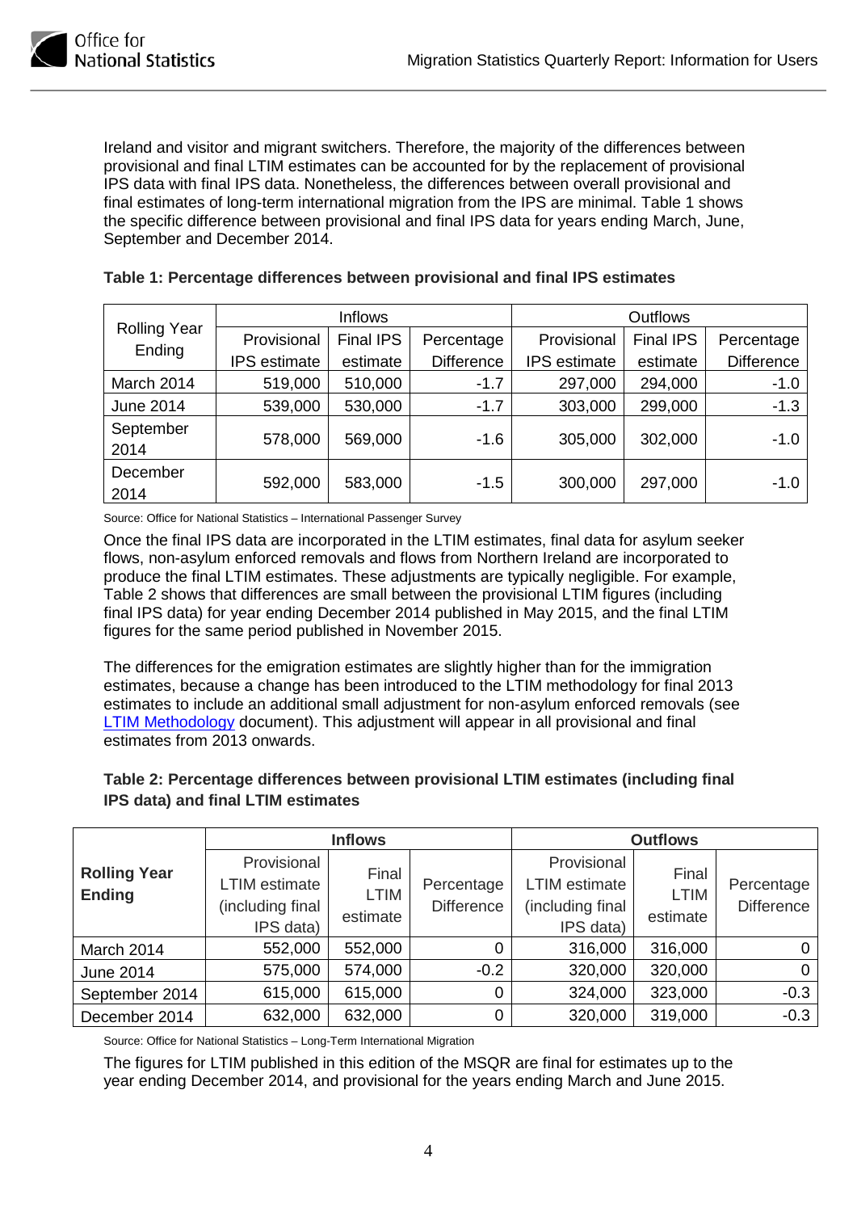Ireland and visitor and migrant switchers. Therefore, the majority of the differences between provisional and final LTIM estimates can be accounted for by the replacement of provisional IPS data with final IPS data. Nonetheless, the differences between overall provisional and final estimates of long-term international migration from the IPS are minimal. Table 1 shows the specific difference between provisional and final IPS data for years ending March, June, September and December 2014.

**Table 1: Percentage differences between provisional and final IPS estimates**

| Rolling Year Ending | Inflows | | | Outflows | | |
|---|---|---|---|---|---|---|
| | Provisional IPS estimate | Final IPS estimate | Percentage Difference | Provisional IPS estimate | Final IPS estimate | Percentage Difference |
| March 2014 | 519,000 | 510,000 | -1.7 | 297,000 | 294,000 | -1.0 |
| June 2014 | 539,000 | 530,000 | -1.7 | 303,000 | 299,000 | -1.3 |
| September 2014 | 578,000 | 569,000 | -1.6 | 305,000 | 302,000 | -1.0 |
| December 2014 | 592,000 | 583,000 | -1.5 | 300,000 | 297,000 | -1.0 |

Source: Office for National Statistics – International Passenger Survey

Once the final IPS data are incorporated in the LTIM estimates, final data for asylum seeker flows, non-asylum enforced removals and flows from Northern Ireland are incorporated to produce the final LTIM estimates. These adjustments are typically negligible. For example, Table 2 shows that differences are small between the provisional LTIM figures (including final IPS data) for year ending December 2014 published in May 2015, and the final LTIM figures for the same period published in November 2015.

The differences for the emigration estimates are slightly higher than for the immigration estimates, because a change has been introduced to the LTIM methodology for final 2013 estimates to include an additional small adjustment for non-asylum enforced removals (see LTIM Methodology document). This adjustment will appear in all provisional and final estimates from 2013 onwards.

**Table 2: Percentage differences between provisional LTIM estimates (including final IPS data) and final LTIM estimates**

| **Rolling Year Ending** | **Inflows** | | | **Outflows** | | |
|---|---|---|---|---|---|---|
| | Provisional LTIM estimate (including final IPS data) | Final LTIM estimate | Percentage Difference | Provisional LTIM estimate (including final IPS data) | Final LTIM estimate | Percentage Difference |
| March 2014 | 552,000 | 552,000 | 0 | 316,000 | 316,000 | 0 |
| June 2014 | 575,000 | 574,000 | -0.2 | 320,000 | 320,000 | 0 |
| September 2014 | 615,000 | 615,000 | 0 | 324,000 | 323,000 | -0.3 |
| December 2014 | 632,000 | 632,000 | 0 | 320,000 | 319,000 | -0.3 |

Source: Office for National Statistics – Long-Term International Migration

The figures for LTIM published in this edition of the MSQR are final for estimates up to the year ending December 2014, and provisional for the years ending March and June 2015.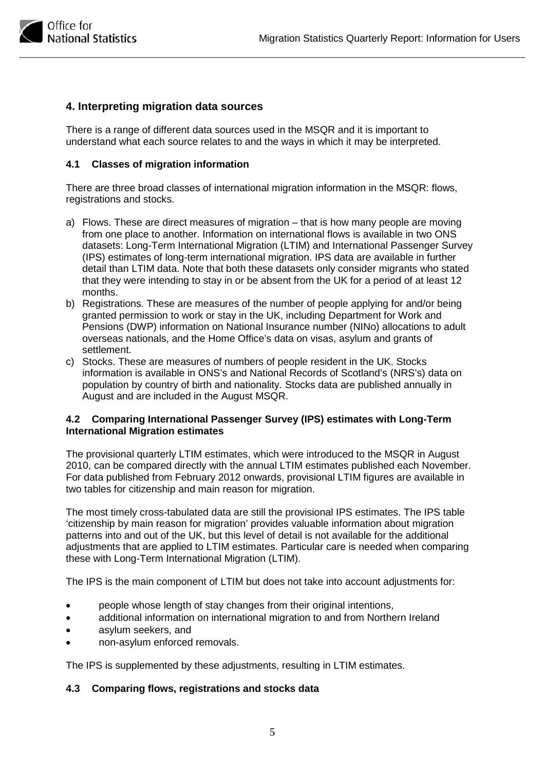## 4. Interpreting migration data sources

There is a range of different data sources used in the MSQR and it is important to understand what each source relates to and the ways in which it may be interpreted.

### 4.1 Classes of migration information

There are three broad classes of international migration information in the MSQR: flows, registrations and stocks.

a) Flows. These are direct measures of migration – that is how many people are moving from one place to another. Information on international flows is available in two ONS datasets: Long-Term International Migration (LTIM) and International Passenger Survey (IPS) estimates of long-term international migration. IPS data are available in further detail than LTIM data. Note that both these datasets only consider migrants who stated that they were intending to stay in or be absent from the UK for a period of at least 12 months.
b) Registrations. These are measures of the number of people applying for and/or being granted permission to work or stay in the UK, including Department for Work and Pensions (DWP) information on National Insurance number (NINo) allocations to adult overseas nationals, and the Home Office's data on visas, asylum and grants of settlement.
c) Stocks. These are measures of numbers of people resident in the UK. Stocks information is available in ONS's and National Records of Scotland's (NRS's) data on population by country of birth and nationality. Stocks data are published annually in August and are included in the August MSQR.

### 4.2 Comparing International Passenger Survey (IPS) estimates with Long-Term International Migration estimates

The provisional quarterly LTIM estimates, which were introduced to the MSQR in August 2010, can be compared directly with the annual LTIM estimates published each November. For data published from February 2012 onwards, provisional LTIM figures are available in two tables for citizenship and main reason for migration.

The most timely cross-tabulated data are still the provisional IPS estimates. The IPS table 'citizenship by main reason for migration' provides valuable information about migration patterns into and out of the UK, but this level of detail is not available for the additional adjustments that are applied to LTIM estimates. Particular care is needed when comparing these with Long-Term International Migration (LTIM).

The IPS is the main component of LTIM but does not take into account adjustments for:

- people whose length of stay changes from their original intentions,
- additional information on international migration to and from Northern Ireland
- asylum seekers, and
- non-asylum enforced removals.

The IPS is supplemented by these adjustments, resulting in LTIM estimates.

### 4.3 Comparing flows, registrations and stocks data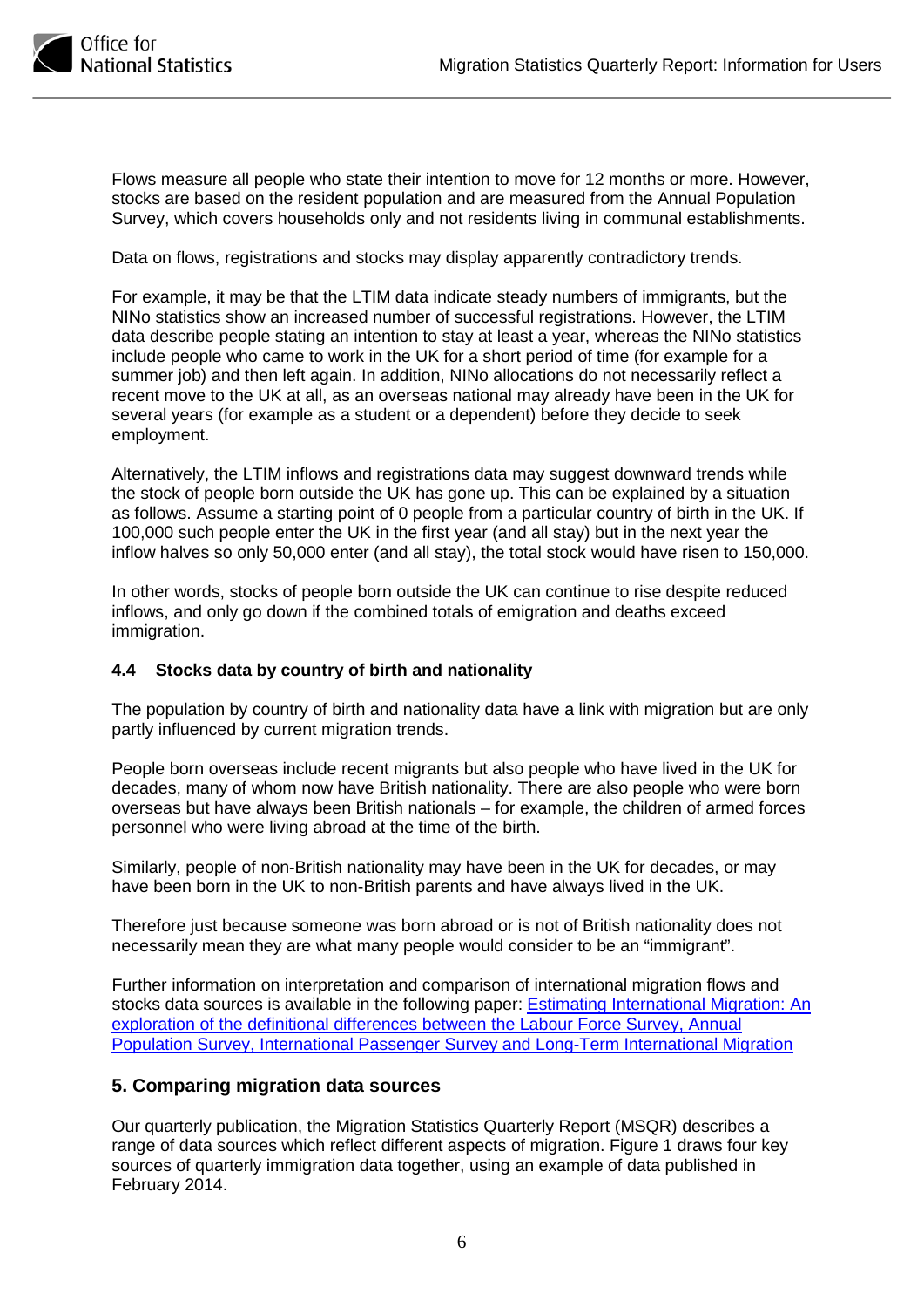Flows measure all people who state their intention to move for 12 months or more. However, stocks are based on the resident population and are measured from the Annual Population Survey, which covers households only and not residents living in communal establishments.

Data on flows, registrations and stocks may display apparently contradictory trends.

For example, it may be that the LTIM data indicate steady numbers of immigrants, but the NINo statistics show an increased number of successful registrations. However, the LTIM data describe people stating an intention to stay at least a year, whereas the NINo statistics include people who came to work in the UK for a short period of time (for example for a summer job) and then left again. In addition, NINo allocations do not necessarily reflect a recent move to the UK at all, as an overseas national may already have been in the UK for several years (for example as a student or a dependent) before they decide to seek employment.

Alternatively, the LTIM inflows and registrations data may suggest downward trends while the stock of people born outside the UK has gone up. This can be explained by a situation as follows. Assume a starting point of 0 people from a particular country of birth in the UK. If 100,000 such people enter the UK in the first year (and all stay) but in the next year the inflow halves so only 50,000 enter (and all stay), the total stock would have risen to 150,000.

In other words, stocks of people born outside the UK can continue to rise despite reduced inflows, and only go down if the combined totals of emigration and deaths exceed immigration.

### 4.4 Stocks data by country of birth and nationality

The population by country of birth and nationality data have a link with migration but are only partly influenced by current migration trends.

People born overseas include recent migrants but also people who have lived in the UK for decades, many of whom now have British nationality. There are also people who were born overseas but have always been British nationals – for example, the children of armed forces personnel who were living abroad at the time of the birth.

Similarly, people of non-British nationality may have been in the UK for decades, or may have been born in the UK to non-British parents and have always lived in the UK.

Therefore just because someone was born abroad or is not of British nationality does not necessarily mean they are what many people would consider to be an "immigrant".

Further information on interpretation and comparison of international migration flows and stocks data sources is available in the following paper: Estimating International Migration: An exploration of the definitional differences between the Labour Force Survey, Annual Population Survey, International Passenger Survey and Long-Term International Migration

## 5. Comparing migration data sources

Our quarterly publication, the Migration Statistics Quarterly Report (MSQR) describes a range of data sources which reflect different aspects of migration. Figure 1 draws four key sources of quarterly immigration data together, using an example of data published in February 2014.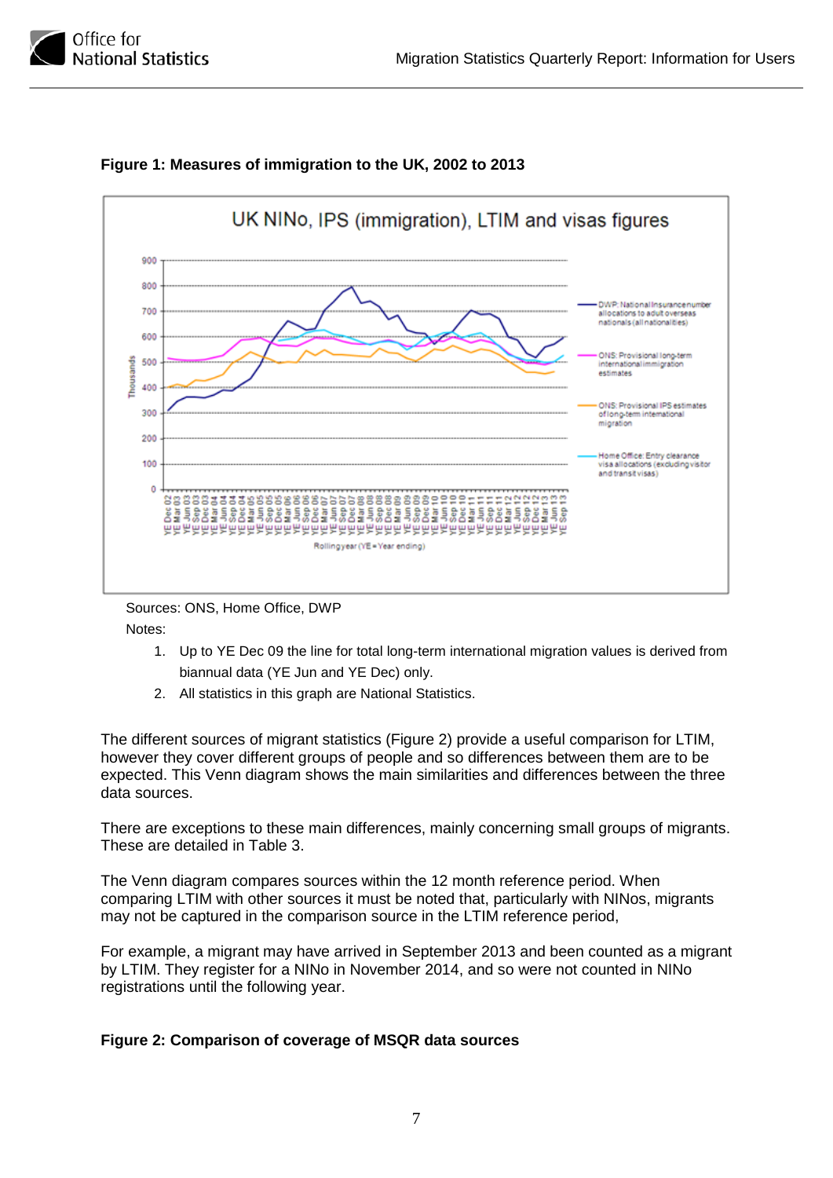**Figure 1: Measures of immigration to the UK, 2002 to 2013**

Sources: ONS, Home Office, DWP

Notes:

1. Up to YE Dec 09 the line for total long-term international migration values is derived from biannual data (YE Jun and YE Dec) only.
2. All statistics in this graph are National Statistics.

The different sources of migrant statistics (Figure 2) provide a useful comparison for LTIM, however they cover different groups of people and so differences between them are to be expected. This Venn diagram shows the main similarities and differences between the three data sources.

There are exceptions to these main differences, mainly concerning small groups of migrants. These are detailed in Table 3.

The Venn diagram compares sources within the 12 month reference period. When comparing LTIM with other sources it must be noted that, particularly with NINOs, migrants may not be captured in the comparison source in the LTIM reference period,

For example, a migrant may have arrived in September 2013 and been counted as a migrant by LTIM. They register for a NINo in November 2014, and so were not counted in NINo registrations until the following year.

**Figure 2: Comparison of coverage of MSQR data sources**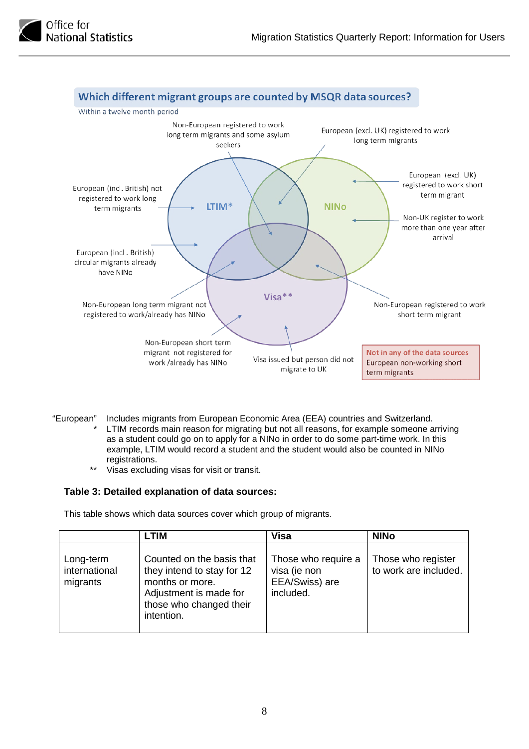## Which different migrant groups are counted by MSQR data sources?

Within a twelve month period

Non-European registered to work long term migrants and some asylum seekers

European (excl. UK) registered to work long term migrants

European (incl. British) not registered to work long term migrants

LTIM*

NINo

European (excl. UK) registered to work short term migrant

Non-UK register to work more than one year after arrival

European (incl . British) circular migrants already have NINo

Visa**

Non-European long term migrant not registered to work/already has NINo

Non-European registered to work short term migrant

Non-European short term migrant not registered for work /already has NINo

Visa issued but person did not migrate to UK

Not in any of the data sources
European non-working short term migrants

"European" Includes migrants from European Economic Area (EEA) countries and Switzerland.

\* LTIM records main reason for migrating but not all reasons, for example someone arriving as a student could go on to apply for a NINo in order to do some part-time work. In this example, LTIM would record a student and the student would also be counted in NINo registrations.

\*\* Visas excluding visas for visit or transit.

### Table 3: Detailed explanation of data sources:

This table shows which data sources cover which group of migrants.

| | LTIM | Visa | NINo |
|---|---|---|---|
| Long-term international migrants | Counted on the basis that they intend to stay for 12 months or more. Adjustment is made for those who changed their intention. | Those who require a visa (ie non EEA/Swiss) are included. | Those who register to work are included. |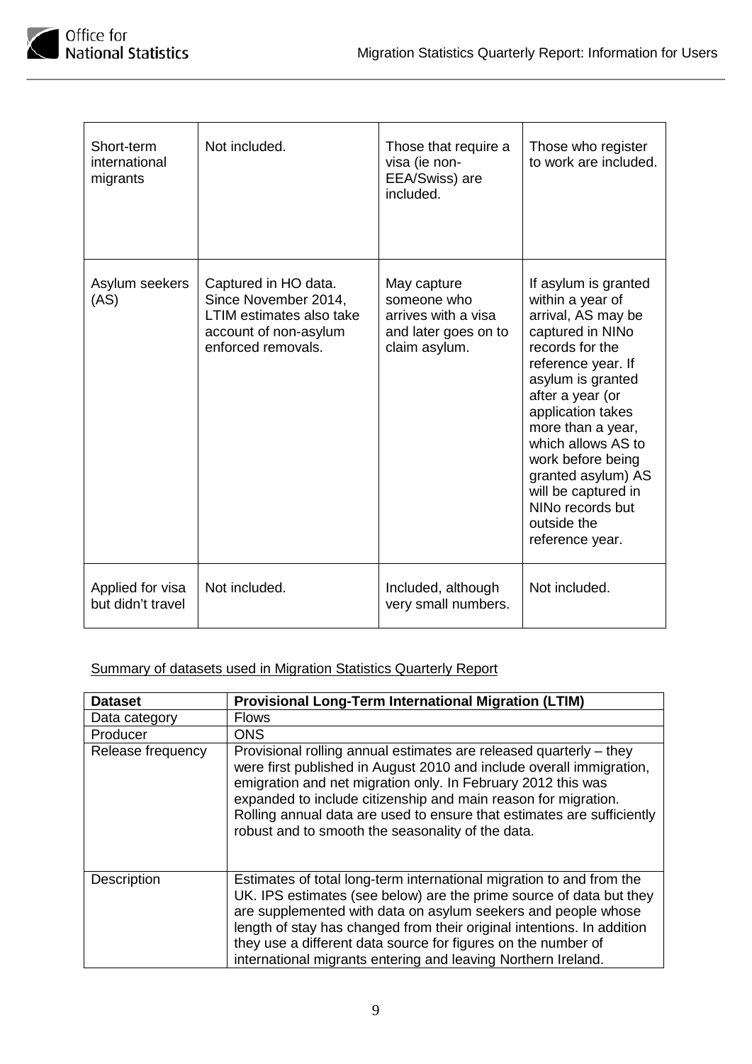| | | | |
|---|---|---|---|
| Short-term international migrants | Not included. | Those that require a visa (ie non-EEA/Swiss) are included. | Those who register to work are included. |
| Asylum seekers (AS) | Captured in HO data. Since November 2014, LTIM estimates also take account of non-asylum enforced removals. | May capture someone who arrives with a visa and later goes on to claim asylum. | If asylum is granted within a year of arrival, AS may be captured in NINo records for the reference year. If asylum is granted after a year (or application takes more than a year, which allows AS to work before being granted asylum) AS will be captured in NINo records but outside the reference year. |
| Applied for visa but didn't travel | Not included. | Included, although very small numbers. | Not included. |

Summary of datasets used in Migration Statistics Quarterly Report

| **Dataset** | **Provisional Long-Term International Migration (LTIM)** |
|---|---|
| Data category | Flows |
| Producer | ONS |
| Release frequency | Provisional rolling annual estimates are released quarterly – they were first published in August 2010 and include overall immigration, emigration and net migration only. In February 2012 this was expanded to include citizenship and main reason for migration. Rolling annual data are used to ensure that estimates are sufficiently robust and to smooth the seasonality of the data. |
| Description | Estimates of total long-term international migration to and from the UK. IPS estimates (see below) are the prime source of data but they are supplemented with data on asylum seekers and people whose length of stay has changed from their original intentions. In addition they use a different data source for figures on the number of international migrants entering and leaving Northern Ireland. |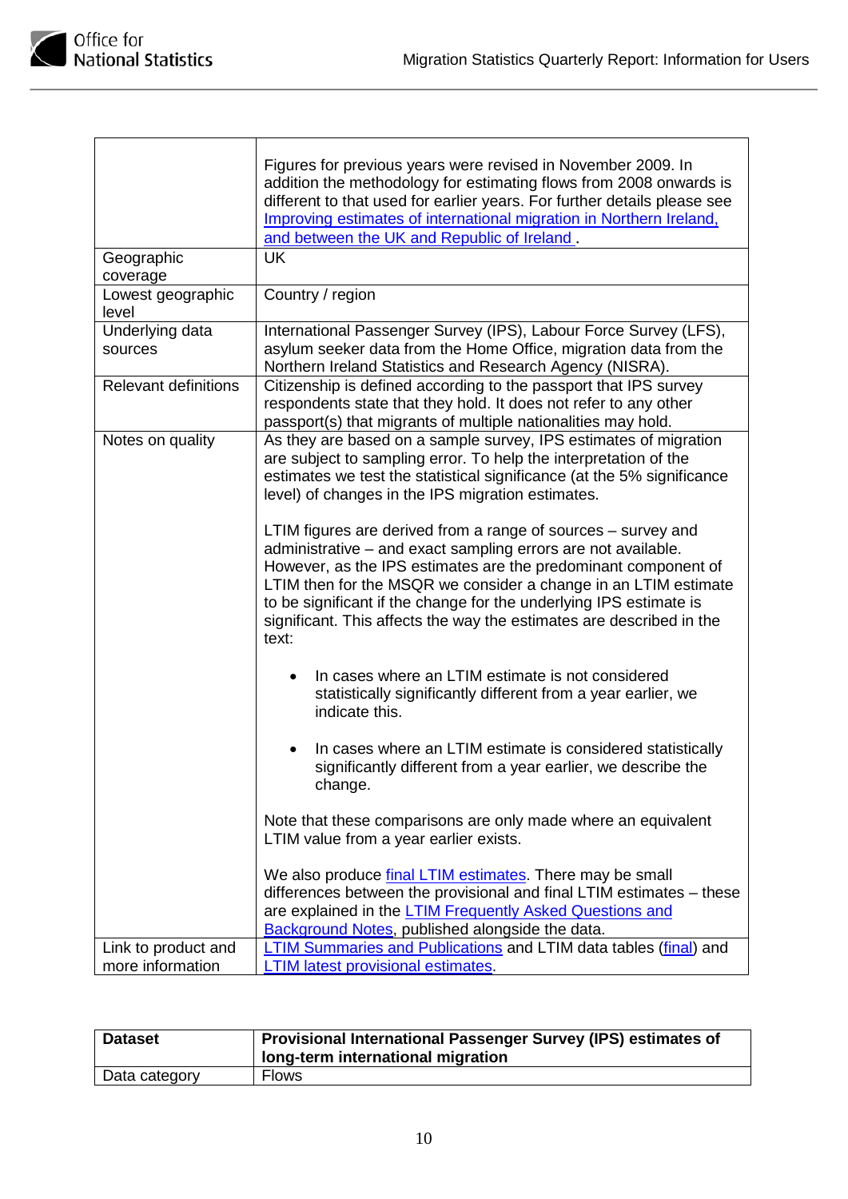| | |
|---|---|
| | Figures for previous years were revised in November 2009. In addition the methodology for estimating flows from 2008 onwards is different to that used for earlier years. For further details please see Improving estimates of international migration in Northern Ireland, and between the UK and Republic of Ireland . |
| Geographic coverage | UK |
| Lowest geographic level | Country / region |
| Underlying data sources | International Passenger Survey (IPS), Labour Force Survey (LFS), asylum seeker data from the Home Office, migration data from the Northern Ireland Statistics and Research Agency (NISRA). |
| Relevant definitions | Citizenship is defined according to the passport that IPS survey respondents state that they hold. It does not refer to any other passport(s) that migrants of multiple nationalities may hold. |
| Notes on quality | As they are based on a sample survey, IPS estimates of migration are subject to sampling error. To help the interpretation of the estimates we test the statistical significance (at the 5% significance level) of changes in the IPS migration estimates.<br><br>LTIM figures are derived from a range of sources – survey and administrative – and exact sampling errors are not available. However, as the IPS estimates are the predominant component of LTIM then for the MSQR we consider a change in an LTIM estimate to be significant if the change for the underlying IPS estimate is significant. This affects the way the estimates are described in the text:<br><br>• In cases where an LTIM estimate is not considered statistically significantly different from a year earlier, we indicate this.<br><br>• In cases where an LTIM estimate is considered statistically significantly different from a year earlier, we describe the change.<br><br>Note that these comparisons are only made where an equivalent LTIM value from a year earlier exists.<br><br>We also produce final LTIM estimates. There may be small differences between the provisional and final LTIM estimates – these are explained in the LTIM Frequently Asked Questions and Background Notes, published alongside the data. |
| Link to product and more information | LTIM Summaries and Publications and LTIM data tables (final) and LTIM latest provisional estimates. |

| **Dataset** | **Provisional International Passenger Survey (IPS) estimates of long-term international migration** |
|---|---|
| Data category | Flows |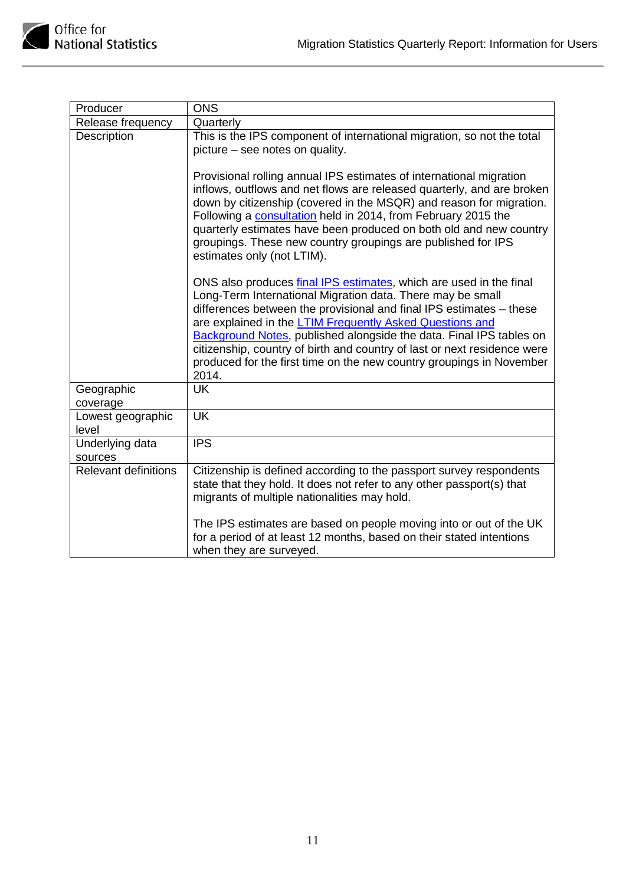| Producer | ONS |
|---|---|
| Release frequency | Quarterly |
| Description | This is the IPS component of international migration, so not the total picture – see notes on quality.<br><br>Provisional rolling annual IPS estimates of international migration inflows, outflows and net flows are released quarterly, and are broken down by citizenship (covered in the MSQR) and reason for migration. Following a consultation held in 2014, from February 2015 the quarterly estimates have been produced on both old and new country groupings. These new country groupings are published for IPS estimates only (not LTIM).<br><br>ONS also produces final IPS estimates, which are used in the final Long-Term International Migration data. There may be small differences between the provisional and final IPS estimates – these are explained in the LTIM Frequently Asked Questions and Background Notes, published alongside the data. Final IPS tables on citizenship, country of birth and country of last or next residence were produced for the first time on the new country groupings in November 2014. |
| Geographic coverage | UK |
| Lowest geographic level | UK |
| Underlying data sources | IPS |
| Relevant definitions | Citizenship is defined according to the passport survey respondents state that they hold. It does not refer to any other passport(s) that migrants of multiple nationalities may hold.<br><br>The IPS estimates are based on people moving into or out of the UK for a period of at least 12 months, based on their stated intentions when they are surveyed. |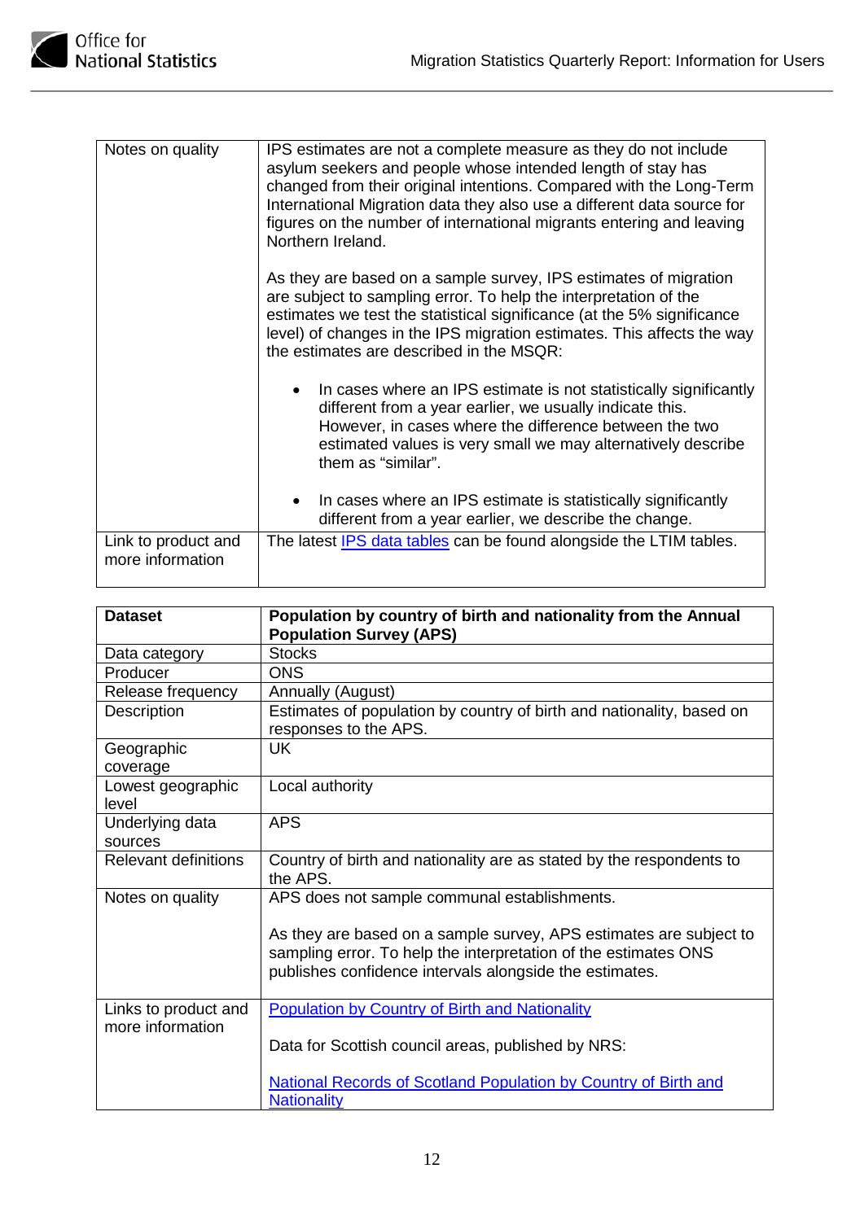| | |
|---|---|
| Notes on quality | IPS estimates are not a complete measure as they do not include asylum seekers and people whose intended length of stay has changed from their original intentions. Compared with the Long-Term International Migration data they also use a different data source for figures on the number of international migrants entering and leaving Northern Ireland.<br><br>As they are based on a sample survey, IPS estimates of migration are subject to sampling error. To help the interpretation of the estimates we test the statistical significance (at the 5% significance level) of changes in the IPS migration estimates. This affects the way the estimates are described in the MSQR:<br><br>• In cases where an IPS estimate is not statistically significantly different from a year earlier, we usually indicate this. However, in cases where the difference between the two estimated values is very small we may alternatively describe them as "similar".<br><br>• In cases where an IPS estimate is statistically significantly different from a year earlier, we describe the change. |
| Link to product and more information | The latest IPS data tables can be found alongside the LTIM tables. |

| **Dataset** | **Population by country of birth and nationality from the Annual Population Survey (APS)** |
|---|---|
| Data category | Stocks |
| Producer | ONS |
| Release frequency | Annually (August) |
| Description | Estimates of population by country of birth and nationality, based on responses to the APS. |
| Geographic coverage | UK |
| Lowest geographic level | Local authority |
| Underlying data sources | APS |
| Relevant definitions | Country of birth and nationality are as stated by the respondents to the APS. |
| Notes on quality | APS does not sample communal establishments.<br><br>As they are based on a sample survey, APS estimates are subject to sampling error. To help the interpretation of the estimates ONS publishes confidence intervals alongside the estimates. |
| Links to product and more information | Population by Country of Birth and Nationality<br><br>Data for Scottish council areas, published by NRS:<br><br>National Records of Scotland Population by Country of Birth and Nationality |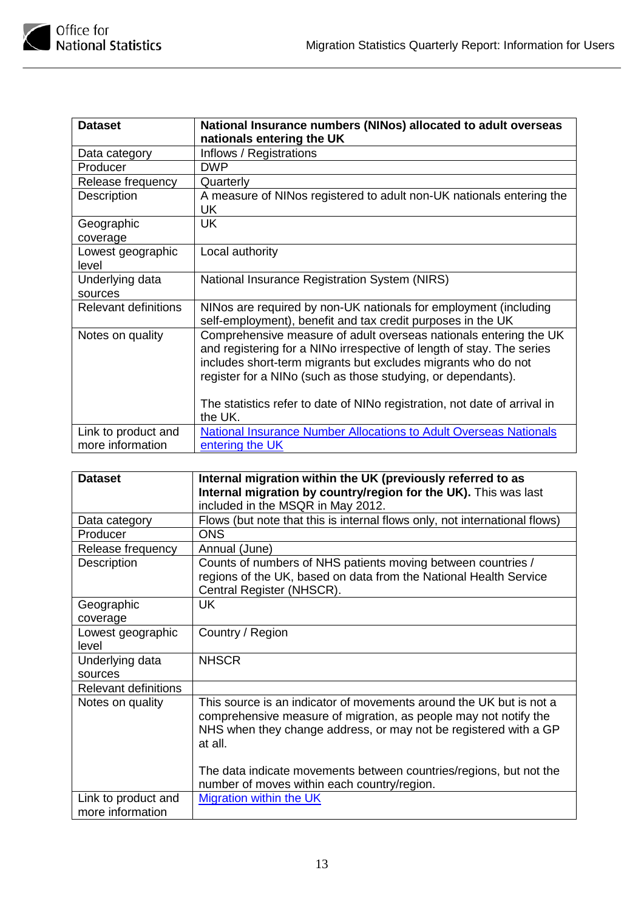| **Dataset** | **National Insurance numbers (NINos) allocated to adult overseas nationals entering the UK** |
|---|---|
| Data category | Inflows / Registrations |
| Producer | DWP |
| Release frequency | Quarterly |
| Description | A measure of NINos registered to adult non-UK nationals entering the UK |
| Geographic coverage | UK |
| Lowest geographic level | Local authority |
| Underlying data sources | National Insurance Registration System (NIRS) |
| Relevant definitions | NINos are required by non-UK nationals for employment (including self-employment), benefit and tax credit purposes in the UK |
| Notes on quality | Comprehensive measure of adult overseas nationals entering the UK and registering for a NINo irrespective of length of stay. The series includes short-term migrants but excludes migrants who do not register for a NINo (such as those studying, or dependants).<br><br>The statistics refer to date of NINo registration, not date of arrival in the UK. |
| Link to product and more information | [National Insurance Number Allocations to Adult Overseas Nationals entering the UK]() |

| **Dataset** | **Internal migration within the UK (previously referred to as Internal migration by country/region for the UK).** This was last included in the MSQR in May 2012. |
|---|---|
| Data category | Flows (but note that this is internal flows only, not international flows) |
| Producer | ONS |
| Release frequency | Annual (June) |
| Description | Counts of numbers of NHS patients moving between countries / regions of the UK, based on data from the National Health Service Central Register (NHSCR). |
| Geographic coverage | UK |
| Lowest geographic level | Country / Region |
| Underlying data sources | NHSCR |
| Relevant definitions | |
| Notes on quality | This source is an indicator of movements around the UK but is not a comprehensive measure of migration, as people may not notify the NHS when they change address, or may not be registered with a GP at all.<br><br>The data indicate movements between countries/regions, but not the number of moves within each country/region. |
| Link to product and more information | [Migration within the UK]() |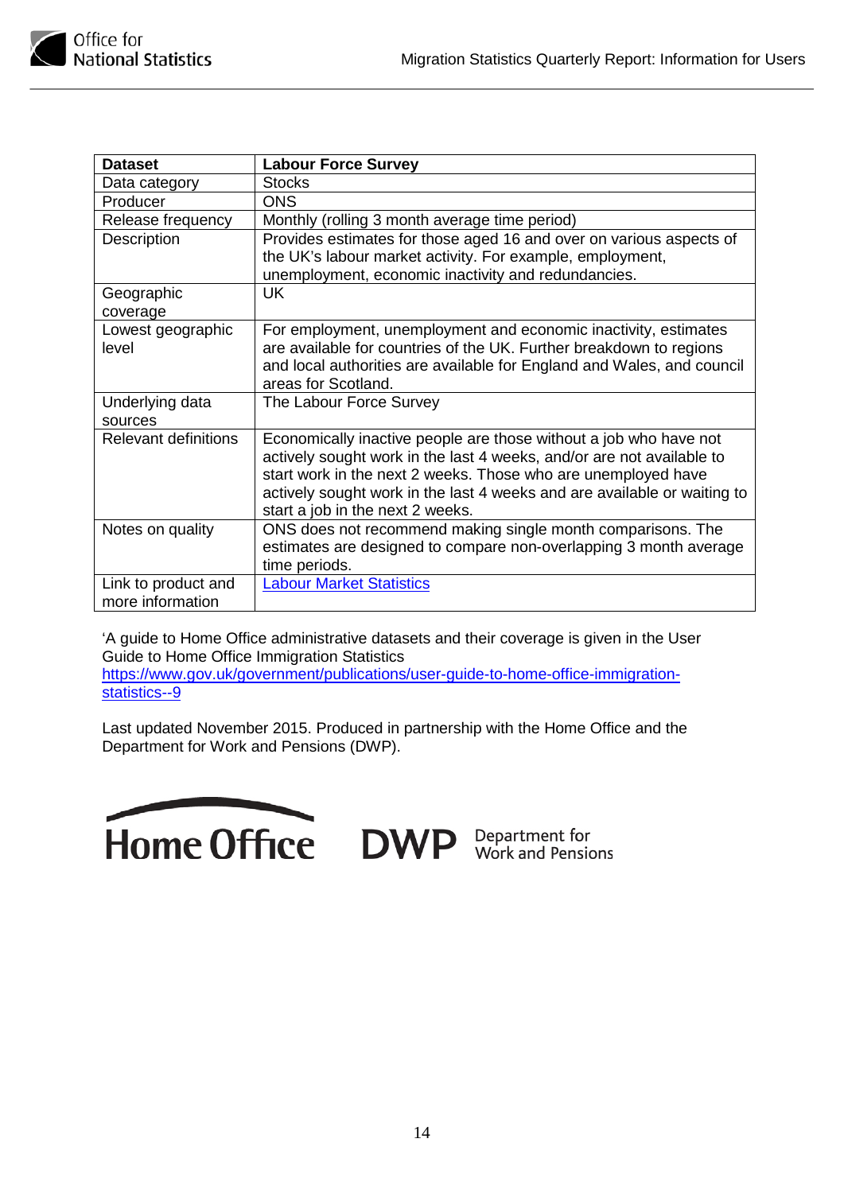| Dataset | Labour Force Survey |
|---|---|
| Data category | Stocks |
| Producer | ONS |
| Release frequency | Monthly (rolling 3 month average time period) |
| Description | Provides estimates for those aged 16 and over on various aspects of the UK's labour market activity. For example, employment, unemployment, economic inactivity and redundancies. |
| Geographic coverage | UK |
| Lowest geographic level | For employment, unemployment and economic inactivity, estimates are available for countries of the UK. Further breakdown to regions and local authorities are available for England and Wales, and council areas for Scotland. |
| Underlying data sources | The Labour Force Survey |
| Relevant definitions | Economically inactive people are those without a job who have not actively sought work in the last 4 weeks, and/or are not available to start work in the next 2 weeks. Those who are unemployed have actively sought work in the last 4 weeks and are available or waiting to start a job in the next 2 weeks. |
| Notes on quality | ONS does not recommend making single month comparisons. The estimates are designed to compare non-overlapping 3 month average time periods. |
| Link to product and more information | [Labour Market Statistics](#) |

'A guide to Home Office administrative datasets and their coverage is given in the User Guide to Home Office Immigration Statistics
[https://www.gov.uk/government/publications/user-guide-to-home-office-immigration-statistics--9](https://www.gov.uk/government/publications/user-guide-to-home-office-immigration-statistics--9)

Last updated November 2015. Produced in partnership with the Home Office and the Department for Work and Pensions (DWP).

Home Office

DWP Department for Work and Pensions